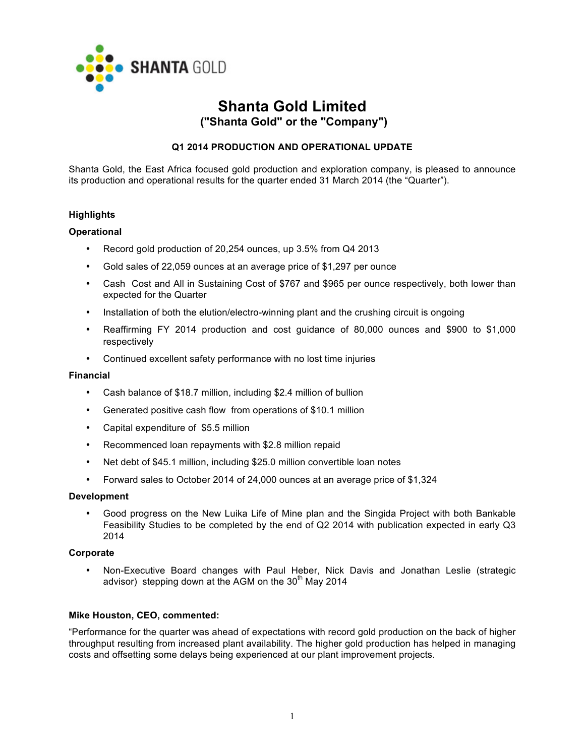SHANTA GOLD

# Shanta Gold Limited
## ("Shanta Gold" or the "Company")

**Q1 2014 PRODUCTION AND OPERATIONAL UPDATE**

Shanta Gold, the East Africa focused gold production and exploration company, is pleased to announce its production and operational results for the quarter ended 31 March 2014 (the "Quarter").

**Highlights**

**Operational**

- Record gold production of 20,254 ounces, up 3.5% from Q4 2013
- Gold sales of 22,059 ounces at an average price of $1,297 per ounce
- Cash Cost and All in Sustaining Cost of $767 and $965 per ounce respectively, both lower than expected for the Quarter
- Installation of both the elution/electro-winning plant and the crushing circuit is ongoing
- Reaffirming FY 2014 production and cost guidance of 80,000 ounces and $900 to $1,000 respectively
- Continued excellent safety performance with no lost time injuries

**Financial**

- Cash balance of $18.7 million, including $2.4 million of bullion
- Generated positive cash flow from operations of $10.1 million
- Capital expenditure of $5.5 million
- Recommenced loan repayments with $2.8 million repaid
- Net debt of $45.1 million, including $25.0 million convertible loan notes
- Forward sales to October 2014 of 24,000 ounces at an average price of $1,324

**Development**

- Good progress on the New Luika Life of Mine plan and the Singida Project with both Bankable Feasibility Studies to be completed by the end of Q2 2014 with publication expected in early Q3 2014

**Corporate**

- Non-Executive Board changes with Paul Heber, Nick Davis and Jonathan Leslie (strategic advisor) stepping down at the AGM on the 30th May 2014

**Mike Houston, CEO, commented:**

"Performance for the quarter was ahead of expectations with record gold production on the back of higher throughput resulting from increased plant availability. The higher gold production has helped in managing costs and offsetting some delays being experienced at our plant improvement projects.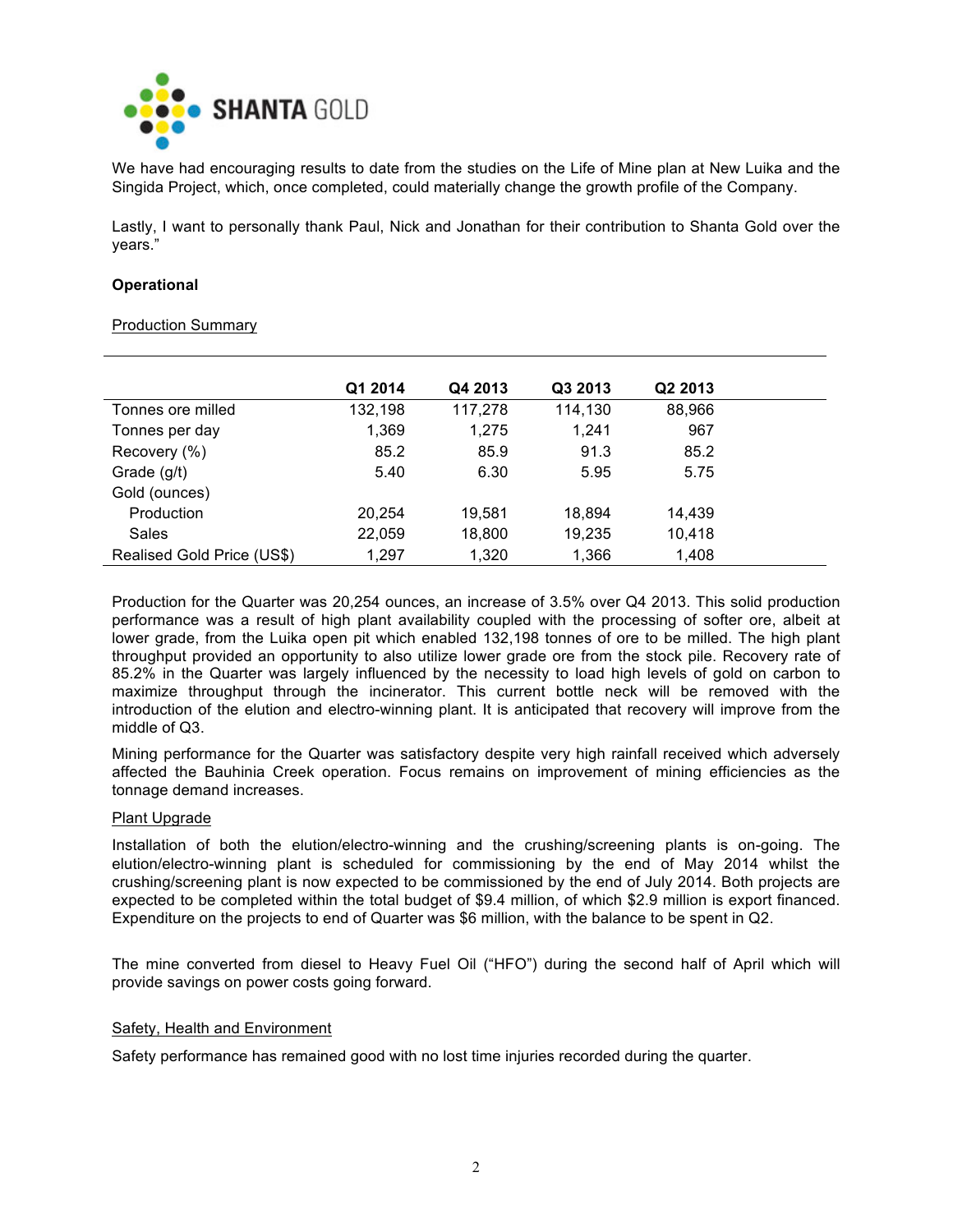We have had encouraging results to date from the studies on the Life of Mine plan at New Luika and the Singida Project, which, once completed, could materially change the growth profile of the Company.

Lastly, I want to personally thank Paul, Nick and Jonathan for their contribution to Shanta Gold over the years."

**Operational**

Production Summary

| | Q1 2014 | Q4 2013 | Q3 2013 | Q2 2013 |
|---|---|---|---|---|
| Tonnes ore milled | 132,198 | 117,278 | 114,130 | 88,966 |
| Tonnes per day | 1,369 | 1,275 | 1,241 | 967 |
| Recovery (%) | 85.2 | 85.9 | 91.3 | 85.2 |
| Grade (g/t) | 5.40 | 6.30 | 5.95 | 5.75 |
| Gold (ounces) | | | | |
| Production | 20,254 | 19,581 | 18,894 | 14,439 |
| Sales | 22,059 | 18,800 | 19,235 | 10,418 |
| Realised Gold Price (US$) | 1,297 | 1,320 | 1,366 | 1,408 |

Production for the Quarter was 20,254 ounces, an increase of 3.5% over Q4 2013. This solid production performance was a result of high plant availability coupled with the processing of softer ore, albeit at lower grade, from the Luika open pit which enabled 132,198 tonnes of ore to be milled. The high plant throughput provided an opportunity to also utilize lower grade ore from the stock pile. Recovery rate of 85.2% in the Quarter was largely influenced by the necessity to load high levels of gold on carbon to maximize throughput through the incinerator. This current bottle neck will be removed with the introduction of the elution and electro-winning plant. It is anticipated that recovery will improve from the middle of Q3.

Mining performance for the Quarter was satisfactory despite very high rainfall received which adversely affected the Bauhinia Creek operation. Focus remains on improvement of mining efficiencies as the tonnage demand increases.

Plant Upgrade

Installation of both the elution/electro-winning and the crushing/screening plants is on-going. The elution/electro-winning plant is scheduled for commissioning by the end of May 2014 whilst the crushing/screening plant is now expected to be commissioned by the end of July 2014. Both projects are expected to be completed within the total budget of $9.4 million, of which $2.9 million is export financed. Expenditure on the projects to end of Quarter was $6 million, with the balance to be spent in Q2.

The mine converted from diesel to Heavy Fuel Oil ("HFO") during the second half of April which will provide savings on power costs going forward.

Safety, Health and Environment

Safety performance has remained good with no lost time injuries recorded during the quarter.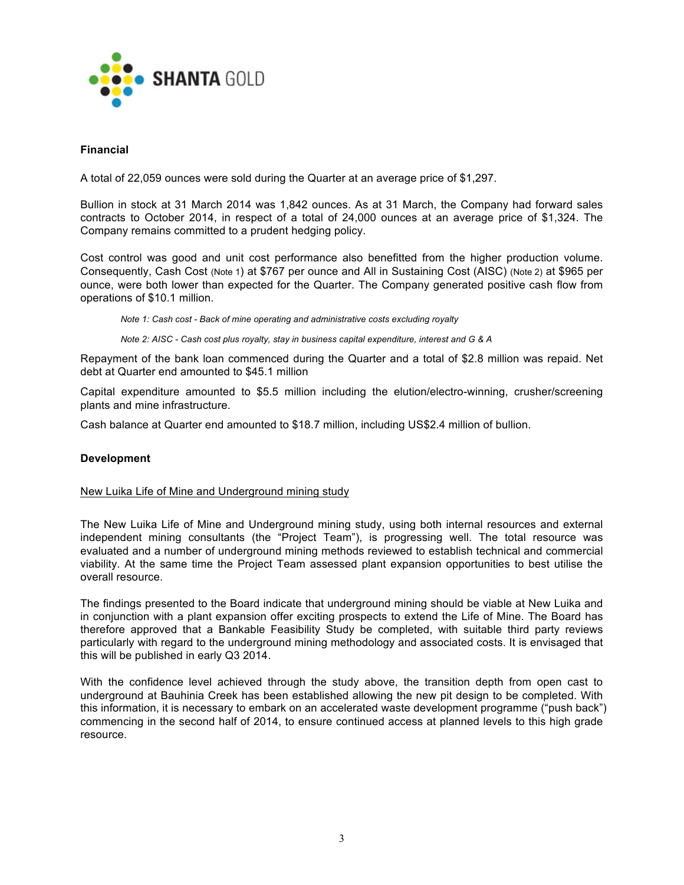**Financial**

A total of 22,059 ounces were sold during the Quarter at an average price of $1,297.

Bullion in stock at 31 March 2014 was 1,842 ounces. As at 31 March, the Company had forward sales contracts to October 2014, in respect of a total of 24,000 ounces at an average price of $1,324. The Company remains committed to a prudent hedging policy.

Cost control was good and unit cost performance also benefitted from the higher production volume. Consequently, Cash Cost (Note 1) at $767 per ounce and All in Sustaining Cost (AISC) (Note 2) at $965 per ounce, were both lower than expected for the Quarter. The Company generated positive cash flow from operations of $10.1 million.

> *Note 1: Cash cost - Back of mine operating and administrative costs excluding royalty*
>
> *Note 2: AISC - Cash cost plus royalty, stay in business capital expenditure, interest and G & A*

Repayment of the bank loan commenced during the Quarter and a total of $2.8 million was repaid. Net debt at Quarter end amounted to $45.1 million

Capital expenditure amounted to $5.5 million including the elution/electro-winning, crusher/screening plants and mine infrastructure.

Cash balance at Quarter end amounted to $18.7 million, including US$2.4 million of bullion.

**Development**

New Luika Life of Mine and Underground mining study

The New Luika Life of Mine and Underground mining study, using both internal resources and external independent mining consultants (the "Project Team"), is progressing well. The total resource was evaluated and a number of underground mining methods reviewed to establish technical and commercial viability. At the same time the Project Team assessed plant expansion opportunities to best utilise the overall resource.

The findings presented to the Board indicate that underground mining should be viable at New Luika and in conjunction with a plant expansion offer exciting prospects to extend the Life of Mine. The Board has therefore approved that a Bankable Feasibility Study be completed, with suitable third party reviews particularly with regard to the underground mining methodology and associated costs. It is envisaged that this will be published in early Q3 2014.

With the confidence level achieved through the study above, the transition depth from open cast to underground at Bauhinia Creek has been established allowing the new pit design to be completed. With this information, it is necessary to embark on an accelerated waste development programme ("push back") commencing in the second half of 2014, to ensure continued access at planned levels to this high grade resource.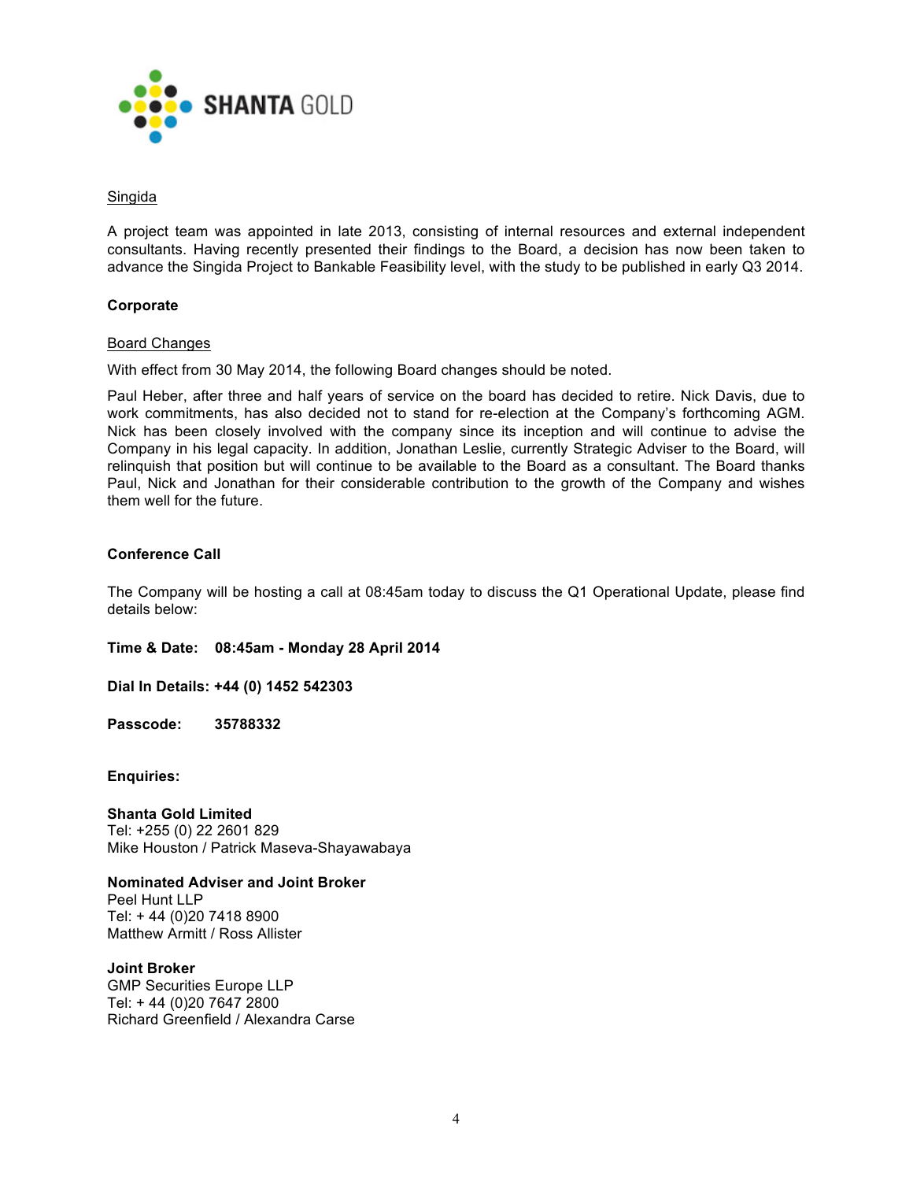Singida

A project team was appointed in late 2013, consisting of internal resources and external independent consultants. Having recently presented their findings to the Board, a decision has now been taken to advance the Singida Project to Bankable Feasibility level, with the study to be published in early Q3 2014.

## Corporate

Board Changes

With effect from 30 May 2014, the following Board changes should be noted.

Paul Heber, after three and half years of service on the board has decided to retire. Nick Davis, due to work commitments, has also decided not to stand for re-election at the Company's forthcoming AGM. Nick has been closely involved with the company since its inception and will continue to advise the Company in his legal capacity. In addition, Jonathan Leslie, currently Strategic Adviser to the Board, will relinquish that position but will continue to be available to the Board as a consultant. The Board thanks Paul, Nick and Jonathan for their considerable contribution to the growth of the Company and wishes them well for the future.

## Conference Call

The Company will be hosting a call at 08:45am today to discuss the Q1 Operational Update, please find details below:

**Time & Date: 08:45am - Monday 28 April 2014**

**Dial In Details: +44 (0) 1452 542303**

**Passcode: 35788332**

**Enquiries:**

**Shanta Gold Limited**
Tel: +255 (0) 22 2601 829
Mike Houston / Patrick Maseva-Shayawabaya

**Nominated Adviser and Joint Broker**
Peel Hunt LLP
Tel: + 44 (0)20 7418 8900
Matthew Armitt / Ross Allister

**Joint Broker**
GMP Securities Europe LLP
Tel: + 44 (0)20 7647 2800
Richard Greenfield / Alexandra Carse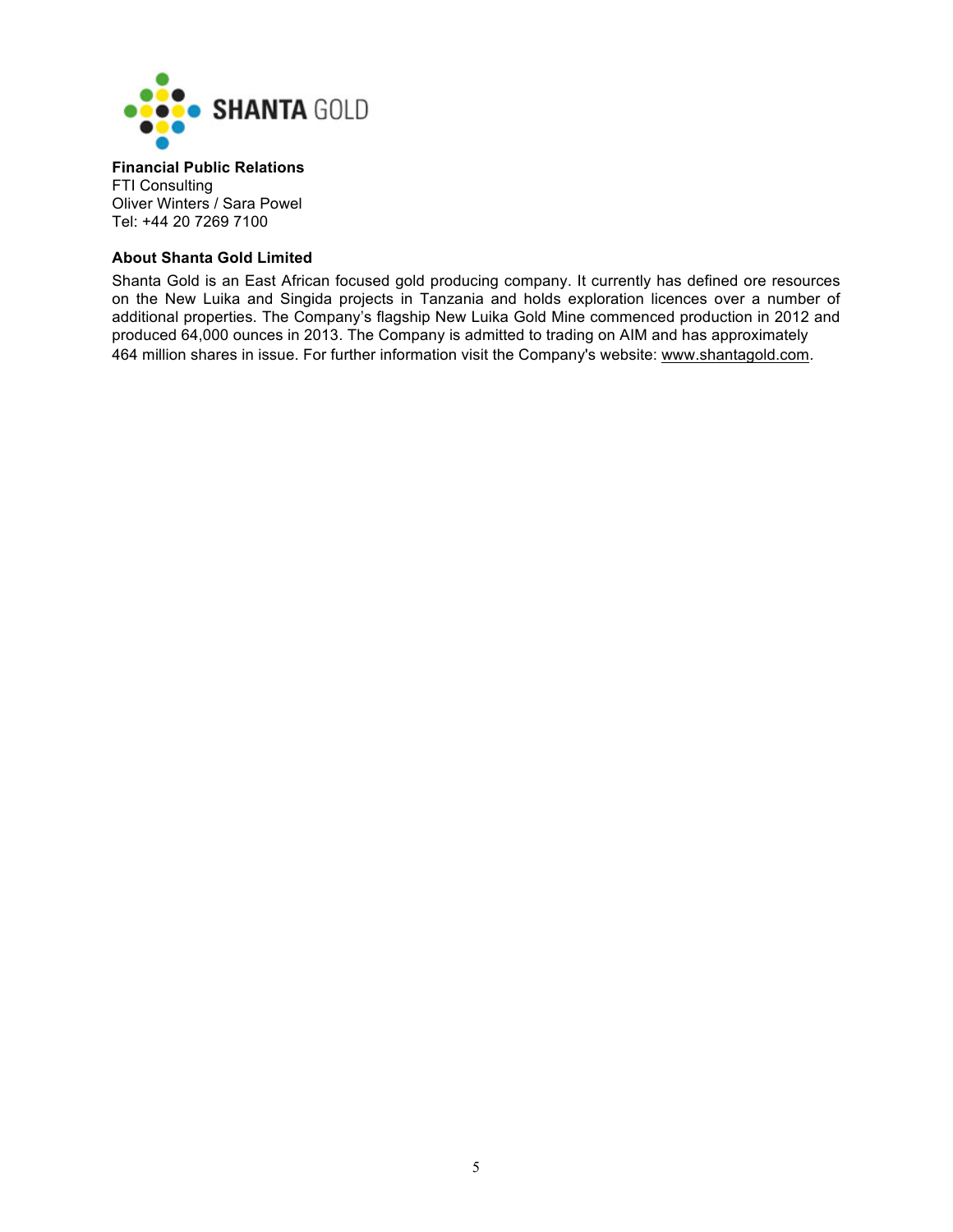SHANTA GOLD

**Financial Public Relations**
FTI Consulting
Oliver Winters / Sara Powel
Tel: +44 20 7269 7100

**About Shanta Gold Limited**

Shanta Gold is an East African focused gold producing company. It currently has defined ore resources on the New Luika and Singida projects in Tanzania and holds exploration licences over a number of additional properties. The Company's flagship New Luika Gold Mine commenced production in 2012 and produced 64,000 ounces in 2013. The Company is admitted to trading on AIM and has approximately 464 million shares in issue. For further information visit the Company's website: www.shantagold.com.